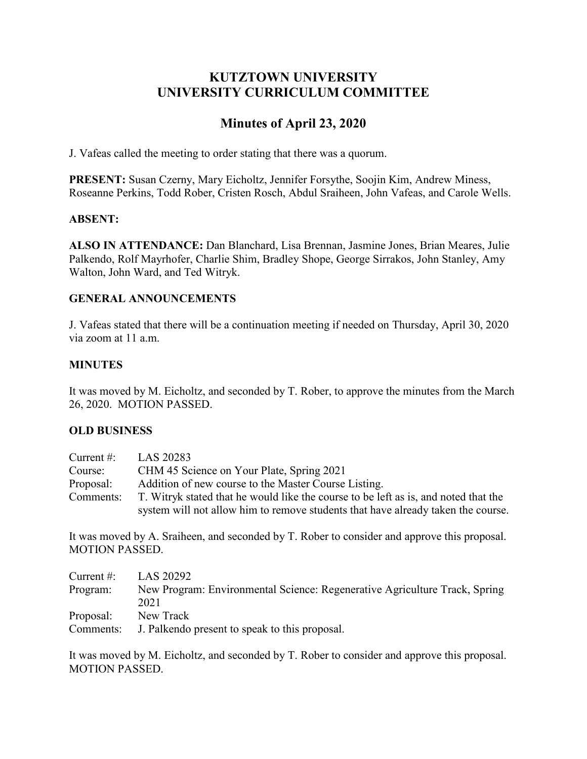# KUTZTOWN UNIVERSITY
# UNIVERSITY CURRICULUM COMMITTEE

## Minutes of April 23, 2020

J. Vafeas called the meeting to order stating that there was a quorum.

**PRESENT:** Susan Czerny, Mary Eicholtz, Jennifer Forsythe, Soojin Kim, Andrew Miness, Roseanne Perkins, Todd Rober, Cristen Rosch, Abdul Sraiheen, John Vafeas, and Carole Wells.

**ABSENT:**

**ALSO IN ATTENDANCE:** Dan Blanchard, Lisa Brennan, Jasmine Jones, Brian Meares, Julie Palkendo, Rolf Mayrhofer, Charlie Shim, Bradley Shope, George Sirrakos, John Stanley, Amy Walton, John Ward, and Ted Witryk.

### GENERAL ANNOUNCEMENTS

J. Vafeas stated that there will be a continuation meeting if needed on Thursday, April 30, 2020 via zoom at 11 a.m.

### MINUTES

It was moved by M. Eicholtz, and seconded by T. Rober, to approve the minutes from the March 26, 2020. MOTION PASSED.

### OLD BUSINESS

Current #: LAS 20283
Course: CHM 45 Science on Your Plate, Spring 2021
Proposal: Addition of new course to the Master Course Listing.
Comments: T. Witryk stated that he would like the course to be left as is, and noted that the system will not allow him to remove students that have already taken the course.

It was moved by A. Sraiheen, and seconded by T. Rober to consider and approve this proposal. MOTION PASSED.

Current #: LAS 20292
Program: New Program: Environmental Science: Regenerative Agriculture Track, Spring 2021
Proposal: New Track
Comments: J. Palkendo present to speak to this proposal.

It was moved by M. Eicholtz, and seconded by T. Rober to consider and approve this proposal. MOTION PASSED.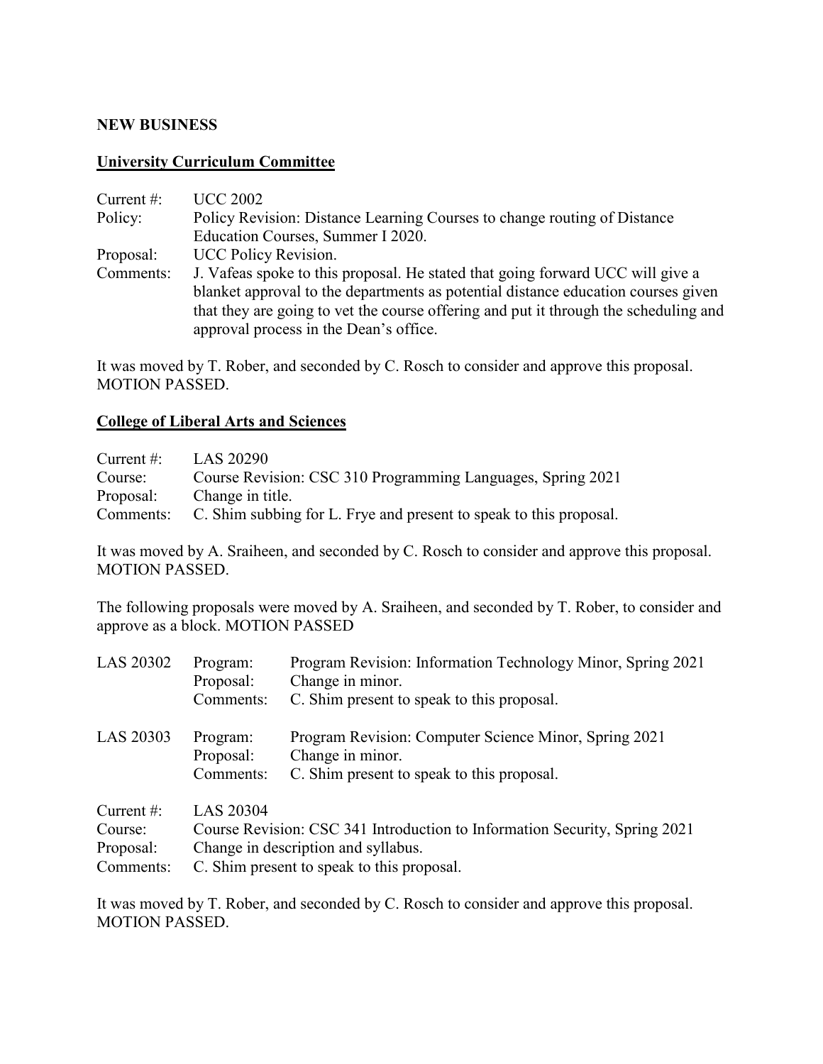**NEW BUSINESS**

**University Curriculum Committee**

Current #: UCC 2002
Policy: Policy Revision: Distance Learning Courses to change routing of Distance Education Courses, Summer I 2020.
Proposal: UCC Policy Revision.
Comments: J. Vafeas spoke to this proposal. He stated that going forward UCC will give a blanket approval to the departments as potential distance education courses given that they are going to vet the course offering and put it through the scheduling and approval process in the Dean's office.

It was moved by T. Rober, and seconded by C. Rosch to consider and approve this proposal. MOTION PASSED.

**College of Liberal Arts and Sciences**

Current #: LAS 20290
Course: Course Revision: CSC 310 Programming Languages, Spring 2021
Proposal: Change in title.
Comments: C. Shim subbing for L. Frye and present to speak to this proposal.

It was moved by A. Sraiheen, and seconded by C. Rosch to consider and approve this proposal. MOTION PASSED.

The following proposals were moved by A. Sraiheen, and seconded by T. Rober, to consider and approve as a block. MOTION PASSED

LAS 20302
Program: Program Revision: Information Technology Minor, Spring 2021
Proposal: Change in minor.
Comments: C. Shim present to speak to this proposal.

LAS 20303
Program: Program Revision: Computer Science Minor, Spring 2021
Proposal: Change in minor.
Comments: C. Shim present to speak to this proposal.

Current #: LAS 20304
Course: Course Revision: CSC 341 Introduction to Information Security, Spring 2021
Proposal: Change in description and syllabus.
Comments: C. Shim present to speak to this proposal.

It was moved by T. Rober, and seconded by C. Rosch to consider and approve this proposal. MOTION PASSED.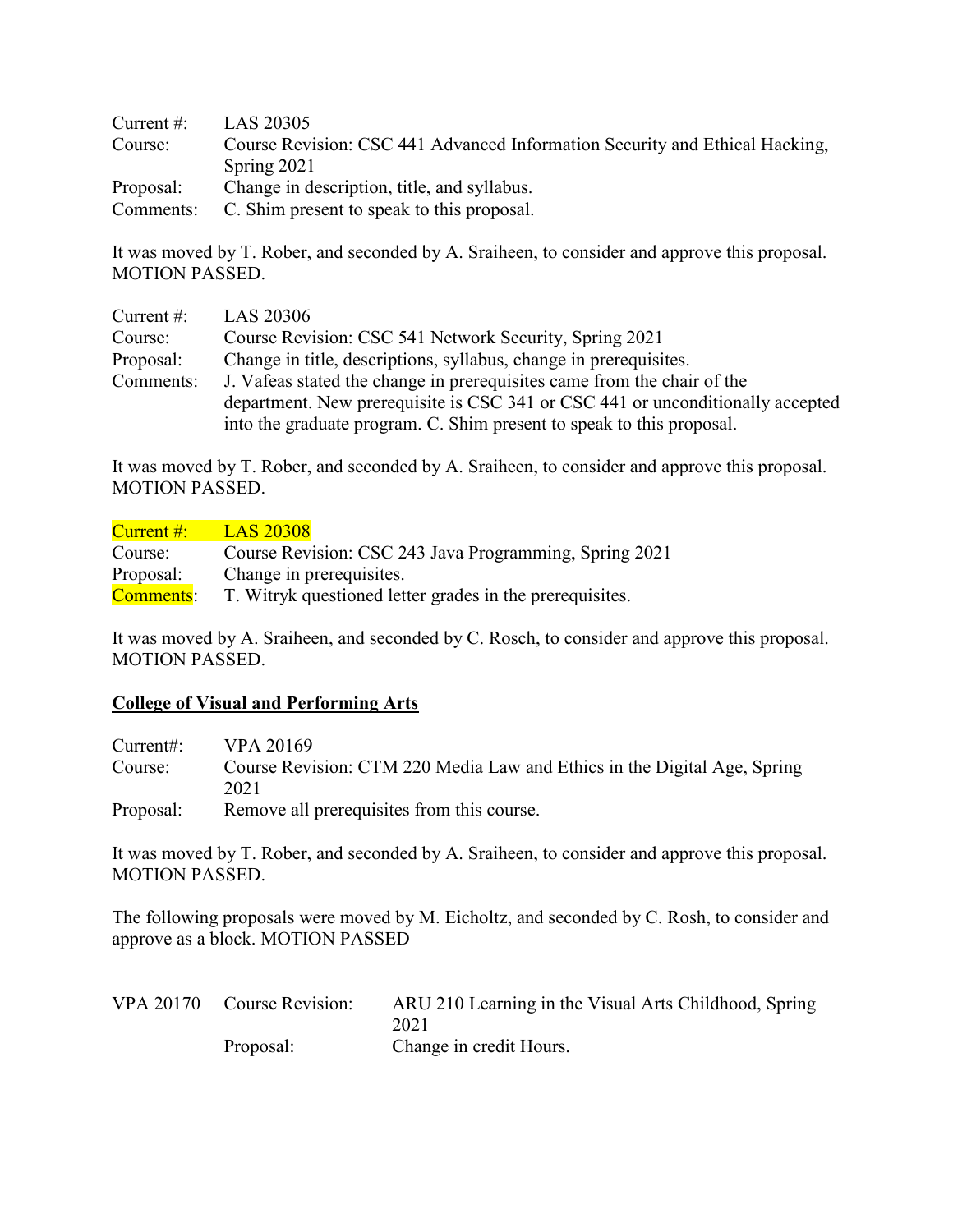| | |
|---|---|
| Current #: | LAS 20305 |
| Course: | Course Revision: CSC 441 Advanced Information Security and Ethical Hacking, Spring 2021 |
| Proposal: | Change in description, title, and syllabus. |
| Comments: | C. Shim present to speak to this proposal. |

It was moved by T. Rober, and seconded by A. Sraiheen, to consider and approve this proposal. MOTION PASSED.

| | |
|---|---|
| Current #: | LAS 20306 |
| Course: | Course Revision: CSC 541 Network Security, Spring 2021 |
| Proposal: | Change in title, descriptions, syllabus, change in prerequisites. |
| Comments: | J. Vafeas stated the change in prerequisites came from the chair of the department. New prerequisite is CSC 341 or CSC 441 or unconditionally accepted into the graduate program. C. Shim present to speak to this proposal. |

It was moved by T. Rober, and seconded by A. Sraiheen, to consider and approve this proposal. MOTION PASSED.

| | |
|---|---|
| Current #: | LAS 20308 |
| Course: | Course Revision: CSC 243 Java Programming, Spring 2021 |
| Proposal: | Change in prerequisites. |
| Comments: | T. Witryk questioned letter grades in the prerequisites. |

It was moved by A. Sraiheen, and seconded by C. Rosch, to consider and approve this proposal. MOTION PASSED.

**College of Visual and Performing Arts**

| | |
|---|---|
| Current#: | VPA 20169 |
| Course: | Course Revision: CTM 220 Media Law and Ethics in the Digital Age, Spring 2021 |
| Proposal: | Remove all prerequisites from this course. |

It was moved by T. Rober, and seconded by A. Sraiheen, to consider and approve this proposal. MOTION PASSED.

The following proposals were moved by M. Eicholtz, and seconded by C. Rosh, to consider and approve as a block. MOTION PASSED

| | | |
|---|---|---|
| VPA 20170 | Course Revision: | ARU 210 Learning in the Visual Arts Childhood, Spring 2021 |
| | Proposal: | Change in credit Hours. |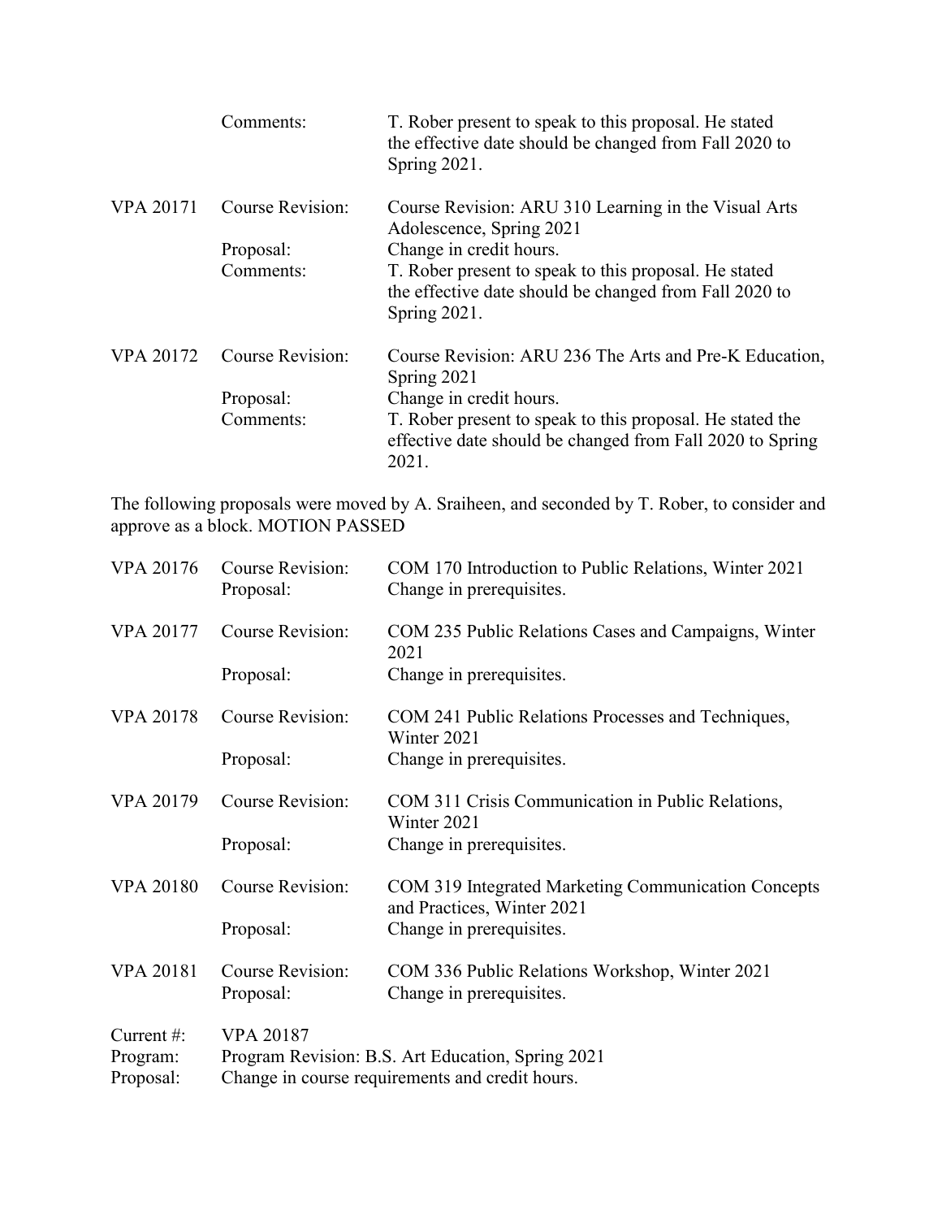| | | |
|---|---|---|
| | Comments: | T. Rober present to speak to this proposal. He stated the effective date should be changed from Fall 2020 to Spring 2021. |
| VPA 20171 | Course Revision: | Course Revision: ARU 310 Learning in the Visual Arts Adolescence, Spring 2021 |
| | Proposal: | Change in credit hours. |
| | Comments: | T. Rober present to speak to this proposal. He stated the effective date should be changed from Fall 2020 to Spring 2021. |
| VPA 20172 | Course Revision: | Course Revision: ARU 236 The Arts and Pre-K Education, Spring 2021 |
| | Proposal: | Change in credit hours. |
| | Comments: | T. Rober present to speak to this proposal. He stated the effective date should be changed from Fall 2020 to Spring 2021. |

The following proposals were moved by A. Sraiheen, and seconded by T. Rober, to consider and approve as a block. MOTION PASSED

| | | |
|---|---|---|
| VPA 20176 | Course Revision: | COM 170 Introduction to Public Relations, Winter 2021 |
| | Proposal: | Change in prerequisites. |
| VPA 20177 | Course Revision: | COM 235 Public Relations Cases and Campaigns, Winter 2021 |
| | Proposal: | Change in prerequisites. |
| VPA 20178 | Course Revision: | COM 241 Public Relations Processes and Techniques, Winter 2021 |
| | Proposal: | Change in prerequisites. |
| VPA 20179 | Course Revision: | COM 311 Crisis Communication in Public Relations, Winter 2021 |
| | Proposal: | Change in prerequisites. |
| VPA 20180 | Course Revision: | COM 319 Integrated Marketing Communication Concepts and Practices, Winter 2021 |
| | Proposal: | Change in prerequisites. |
| VPA 20181 | Course Revision: | COM 336 Public Relations Workshop, Winter 2021 |
| | Proposal: | Change in prerequisites. |

| | |
|---|---|
| Current #: | VPA 20187 |
| Program: | Program Revision: B.S. Art Education, Spring 2021 |
| Proposal: | Change in course requirements and credit hours. |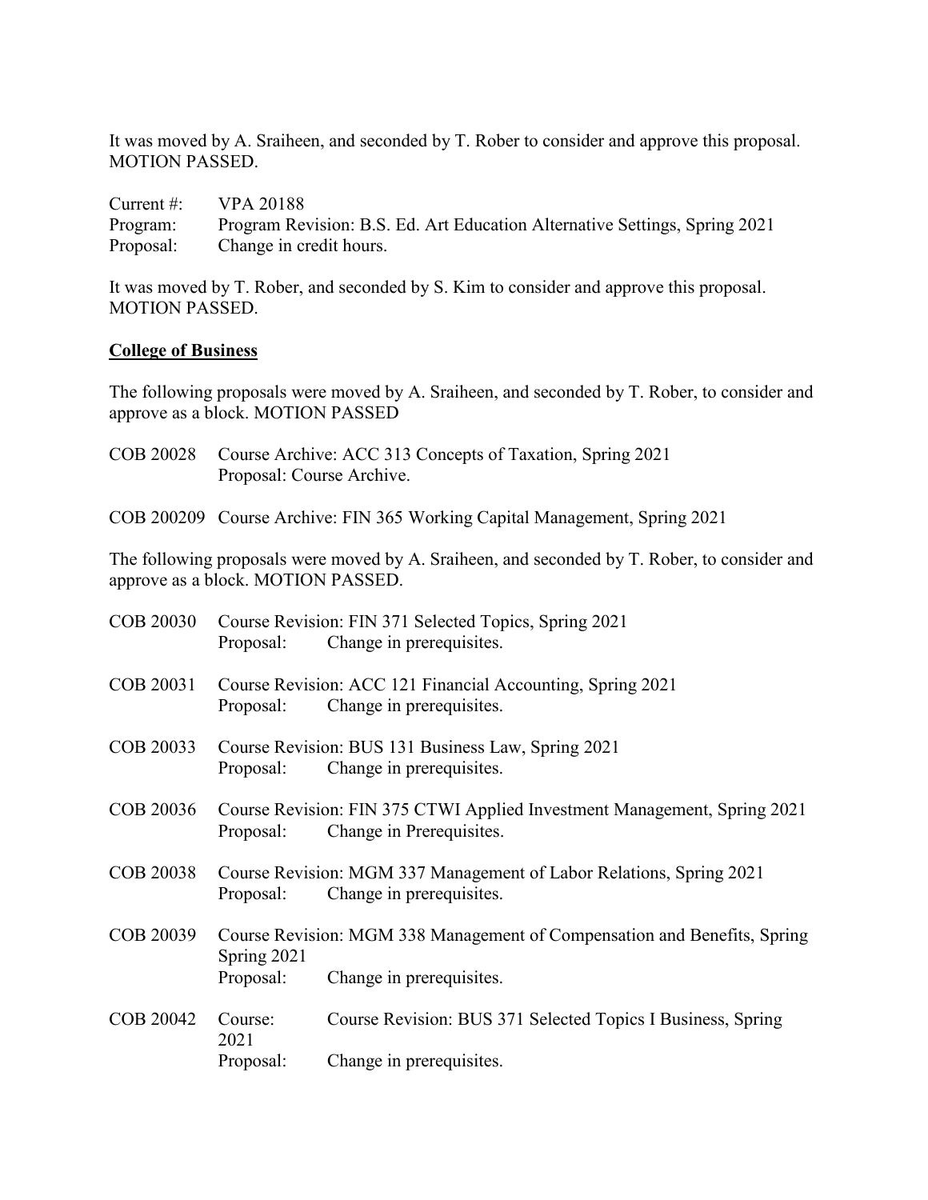It was moved by A. Sraiheen, and seconded by T. Rober to consider and approve this proposal. MOTION PASSED.

Current #: VPA 20188
Program: Program Revision: B.S. Ed. Art Education Alternative Settings, Spring 2021
Proposal: Change in credit hours.

It was moved by T. Rober, and seconded by S. Kim to consider and approve this proposal. MOTION PASSED.

**College of Business**

The following proposals were moved by A. Sraiheen, and seconded by T. Rober, to consider and approve as a block. MOTION PASSED

COB 20028 Course Archive: ACC 313 Concepts of Taxation, Spring 2021
Proposal: Course Archive.

COB 200209 Course Archive: FIN 365 Working Capital Management, Spring 2021

The following proposals were moved by A. Sraiheen, and seconded by T. Rober, to consider and approve as a block. MOTION PASSED.

COB 20030 Course Revision: FIN 371 Selected Topics, Spring 2021
Proposal: Change in prerequisites.

COB 20031 Course Revision: ACC 121 Financial Accounting, Spring 2021
Proposal: Change in prerequisites.

COB 20033 Course Revision: BUS 131 Business Law, Spring 2021
Proposal: Change in prerequisites.

COB 20036 Course Revision: FIN 375 CTWI Applied Investment Management, Spring 2021
Proposal: Change in Prerequisites.

COB 20038 Course Revision: MGM 337 Management of Labor Relations, Spring 2021
Proposal: Change in prerequisites.

COB 20039 Course Revision: MGM 338 Management of Compensation and Benefits, Spring 2021
Proposal: Change in prerequisites.

COB 20042 Course: Course Revision: BUS 371 Selected Topics I Business, Spring 2021
Proposal: Change in prerequisites.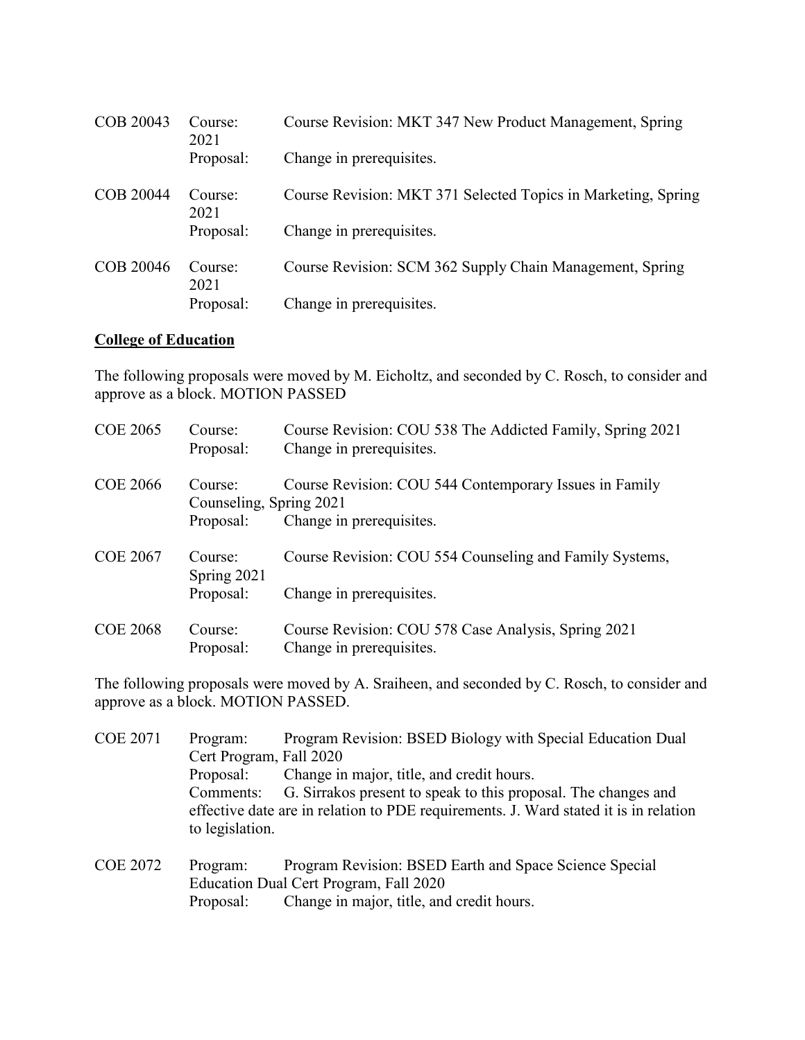COB 20043 Course: Course Revision: MKT 347 New Product Management, Spring 2021
Proposal: Change in prerequisites.

COB 20044 Course: Course Revision: MKT 371 Selected Topics in Marketing, Spring 2021
Proposal: Change in prerequisites.

COB 20046 Course: Course Revision: SCM 362 Supply Chain Management, Spring 2021
Proposal: Change in prerequisites.

**College of Education**

The following proposals were moved by M. Eicholtz, and seconded by C. Rosch, to consider and approve as a block. MOTION PASSED

COE 2065 Course: Course Revision: COU 538 The Addicted Family, Spring 2021
Proposal: Change in prerequisites.

COE 2066 Course: Course Revision: COU 544 Contemporary Issues in Family Counseling, Spring 2021
Proposal: Change in prerequisites.

COE 2067 Course: Course Revision: COU 554 Counseling and Family Systems, Spring 2021
Proposal: Change in prerequisites.

COE 2068 Course: Course Revision: COU 578 Case Analysis, Spring 2021
Proposal: Change in prerequisites.

The following proposals were moved by A. Sraiheen, and seconded by C. Rosch, to consider and approve as a block. MOTION PASSED.

COE 2071 Program: Program Revision: BSED Biology with Special Education Dual Cert Program, Fall 2020
Proposal: Change in major, title, and credit hours.
Comments: G. Sirrakos present to speak to this proposal. The changes and effective date are in relation to PDE requirements. J. Ward stated it is in relation to legislation.

COE 2072 Program: Program Revision: BSED Earth and Space Science Special Education Dual Cert Program, Fall 2020
Proposal: Change in major, title, and credit hours.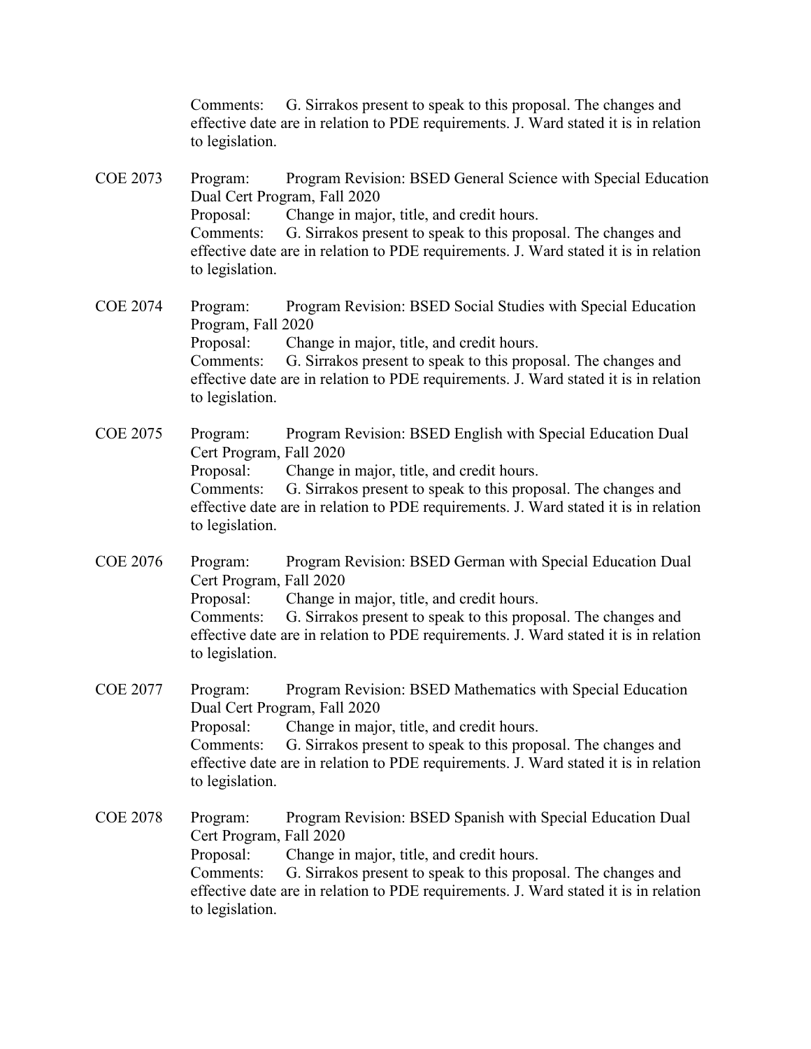Comments: G. Sirrakos present to speak to this proposal. The changes and effective date are in relation to PDE requirements. J. Ward stated it is in relation to legislation.

COE 2073 Program: Program Revision: BSED General Science with Special Education Dual Cert Program, Fall 2020
Proposal: Change in major, title, and credit hours.
Comments: G. Sirrakos present to speak to this proposal. The changes and effective date are in relation to PDE requirements. J. Ward stated it is in relation to legislation.

COE 2074 Program: Program Revision: BSED Social Studies with Special Education Program, Fall 2020
Proposal: Change in major, title, and credit hours.
Comments: G. Sirrakos present to speak to this proposal. The changes and effective date are in relation to PDE requirements. J. Ward stated it is in relation to legislation.

COE 2075 Program: Program Revision: BSED English with Special Education Dual Cert Program, Fall 2020
Proposal: Change in major, title, and credit hours.
Comments: G. Sirrakos present to speak to this proposal. The changes and effective date are in relation to PDE requirements. J. Ward stated it is in relation to legislation.

COE 2076 Program: Program Revision: BSED German with Special Education Dual Cert Program, Fall 2020
Proposal: Change in major, title, and credit hours.
Comments: G. Sirrakos present to speak to this proposal. The changes and effective date are in relation to PDE requirements. J. Ward stated it is in relation to legislation.

COE 2077 Program: Program Revision: BSED Mathematics with Special Education Dual Cert Program, Fall 2020
Proposal: Change in major, title, and credit hours.
Comments: G. Sirrakos present to speak to this proposal. The changes and effective date are in relation to PDE requirements. J. Ward stated it is in relation to legislation.

COE 2078 Program: Program Revision: BSED Spanish with Special Education Dual Cert Program, Fall 2020
Proposal: Change in major, title, and credit hours.
Comments: G. Sirrakos present to speak to this proposal. The changes and effective date are in relation to PDE requirements. J. Ward stated it is in relation to legislation.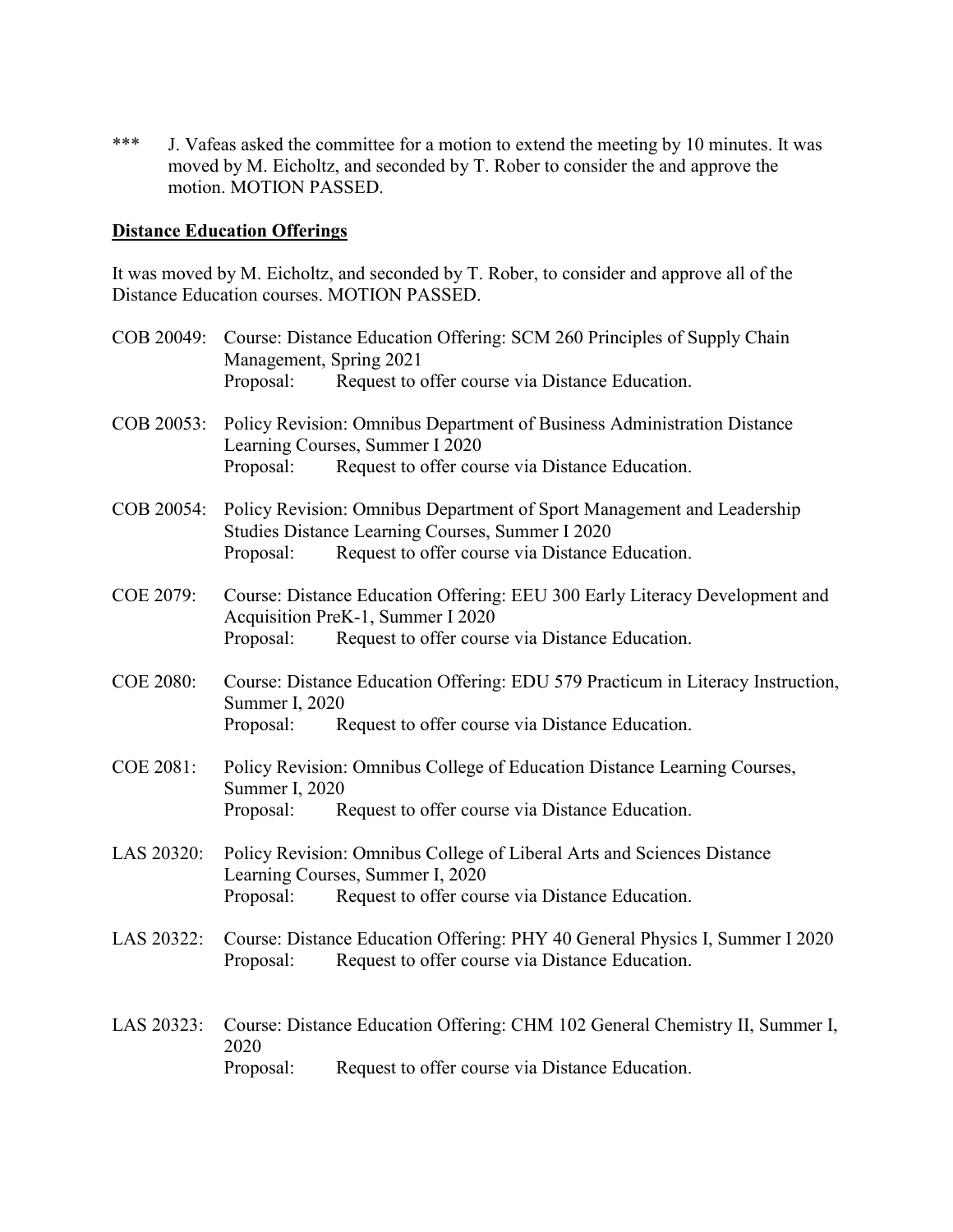*** J. Vafeas asked the committee for a motion to extend the meeting by 10 minutes. It was moved by M. Eicholtz, and seconded by T. Rober to consider the and approve the motion. MOTION PASSED.

**Distance Education Offerings**

It was moved by M. Eicholtz, and seconded by T. Rober, to consider and approve all of the Distance Education courses. MOTION PASSED.

COB 20049: Course: Distance Education Offering: SCM 260 Principles of Supply Chain Management, Spring 2021
Proposal: Request to offer course via Distance Education.

COB 20053: Policy Revision: Omnibus Department of Business Administration Distance Learning Courses, Summer I 2020
Proposal: Request to offer course via Distance Education.

COB 20054: Policy Revision: Omnibus Department of Sport Management and Leadership Studies Distance Learning Courses, Summer I 2020
Proposal: Request to offer course via Distance Education.

COE 2079: Course: Distance Education Offering: EEU 300 Early Literacy Development and Acquisition PreK-1, Summer I 2020
Proposal: Request to offer course via Distance Education.

COE 2080: Course: Distance Education Offering: EDU 579 Practicum in Literacy Instruction, Summer I, 2020
Proposal: Request to offer course via Distance Education.

COE 2081: Policy Revision: Omnibus College of Education Distance Learning Courses, Summer I, 2020
Proposal: Request to offer course via Distance Education.

LAS 20320: Policy Revision: Omnibus College of Liberal Arts and Sciences Distance Learning Courses, Summer I, 2020
Proposal: Request to offer course via Distance Education.

LAS 20322: Course: Distance Education Offering: PHY 40 General Physics I, Summer I 2020
Proposal: Request to offer course via Distance Education.

LAS 20323: Course: Distance Education Offering: CHM 102 General Chemistry II, Summer I, 2020
Proposal: Request to offer course via Distance Education.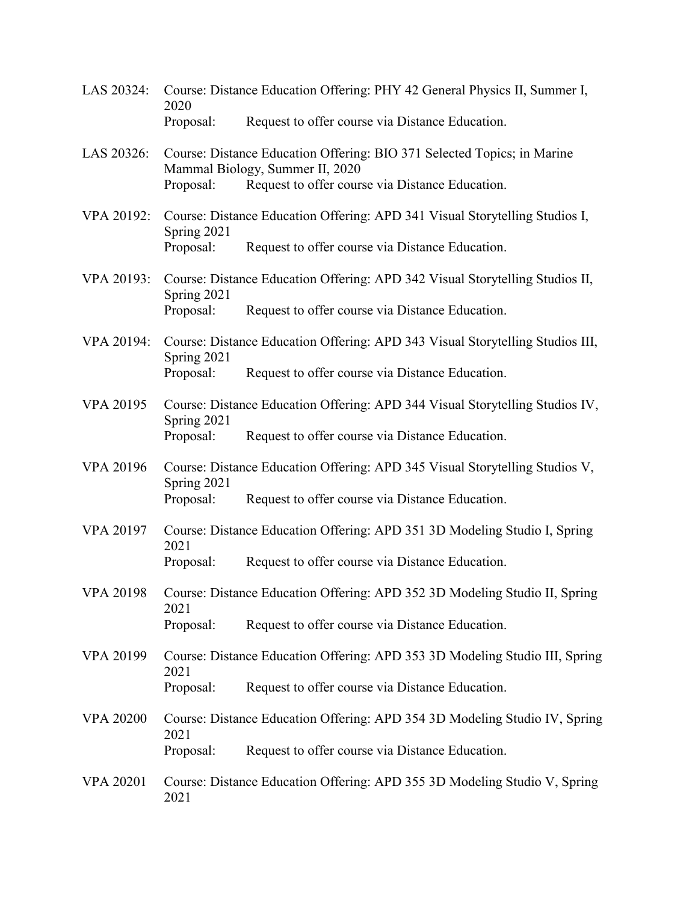LAS 20324: Course: Distance Education Offering: PHY 42 General Physics II, Summer I, 2020
Proposal: Request to offer course via Distance Education.

LAS 20326: Course: Distance Education Offering: BIO 371 Selected Topics; in Marine Mammal Biology, Summer II, 2020
Proposal: Request to offer course via Distance Education.

VPA 20192: Course: Distance Education Offering: APD 341 Visual Storytelling Studios I, Spring 2021
Proposal: Request to offer course via Distance Education.

VPA 20193: Course: Distance Education Offering: APD 342 Visual Storytelling Studios II, Spring 2021
Proposal: Request to offer course via Distance Education.

VPA 20194: Course: Distance Education Offering: APD 343 Visual Storytelling Studios III, Spring 2021
Proposal: Request to offer course via Distance Education.

VPA 20195 Course: Distance Education Offering: APD 344 Visual Storytelling Studios IV, Spring 2021
Proposal: Request to offer course via Distance Education.

VPA 20196 Course: Distance Education Offering: APD 345 Visual Storytelling Studios V, Spring 2021
Proposal: Request to offer course via Distance Education.

VPA 20197 Course: Distance Education Offering: APD 351 3D Modeling Studio I, Spring 2021
Proposal: Request to offer course via Distance Education.

VPA 20198 Course: Distance Education Offering: APD 352 3D Modeling Studio II, Spring 2021
Proposal: Request to offer course via Distance Education.

VPA 20199 Course: Distance Education Offering: APD 353 3D Modeling Studio III, Spring 2021
Proposal: Request to offer course via Distance Education.

VPA 20200 Course: Distance Education Offering: APD 354 3D Modeling Studio IV, Spring 2021
Proposal: Request to offer course via Distance Education.

VPA 20201 Course: Distance Education Offering: APD 355 3D Modeling Studio V, Spring 2021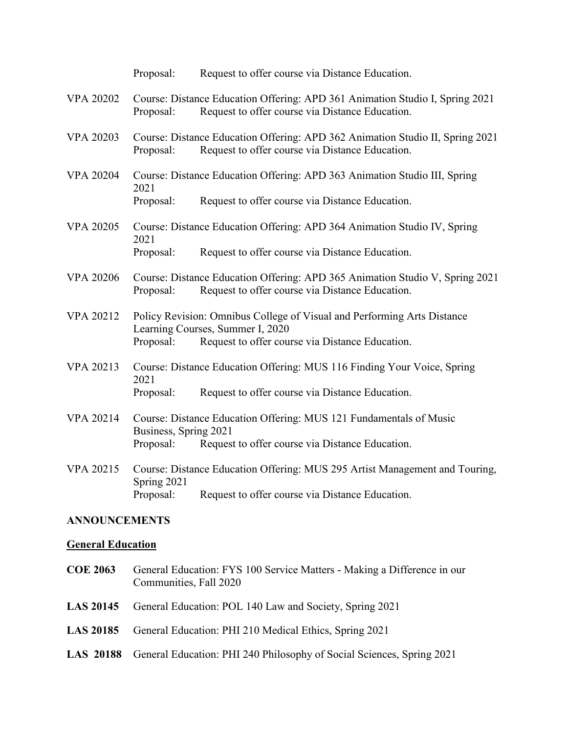Proposal: Request to offer course via Distance Education.

VPA 20202 Course: Distance Education Offering: APD 361 Animation Studio I, Spring 2021
Proposal: Request to offer course via Distance Education.

VPA 20203 Course: Distance Education Offering: APD 362 Animation Studio II, Spring 2021
Proposal: Request to offer course via Distance Education.

VPA 20204 Course: Distance Education Offering: APD 363 Animation Studio III, Spring 2021
Proposal: Request to offer course via Distance Education.

VPA 20205 Course: Distance Education Offering: APD 364 Animation Studio IV, Spring 2021
Proposal: Request to offer course via Distance Education.

VPA 20206 Course: Distance Education Offering: APD 365 Animation Studio V, Spring 2021
Proposal: Request to offer course via Distance Education.

VPA 20212 Policy Revision: Omnibus College of Visual and Performing Arts Distance Learning Courses, Summer I, 2020
Proposal: Request to offer course via Distance Education.

VPA 20213 Course: Distance Education Offering: MUS 116 Finding Your Voice, Spring 2021
Proposal: Request to offer course via Distance Education.

VPA 20214 Course: Distance Education Offering: MUS 121 Fundamentals of Music Business, Spring 2021
Proposal: Request to offer course via Distance Education.

VPA 20215 Course: Distance Education Offering: MUS 295 Artist Management and Touring, Spring 2021
Proposal: Request to offer course via Distance Education.

**ANNOUNCEMENTS**

**General Education**

**COE 2063** General Education: FYS 100 Service Matters - Making a Difference in our Communities, Fall 2020

**LAS 20145** General Education: POL 140 Law and Society, Spring 2021

**LAS 20185** General Education: PHI 210 Medical Ethics, Spring 2021

**LAS 20188** General Education: PHI 240 Philosophy of Social Sciences, Spring 2021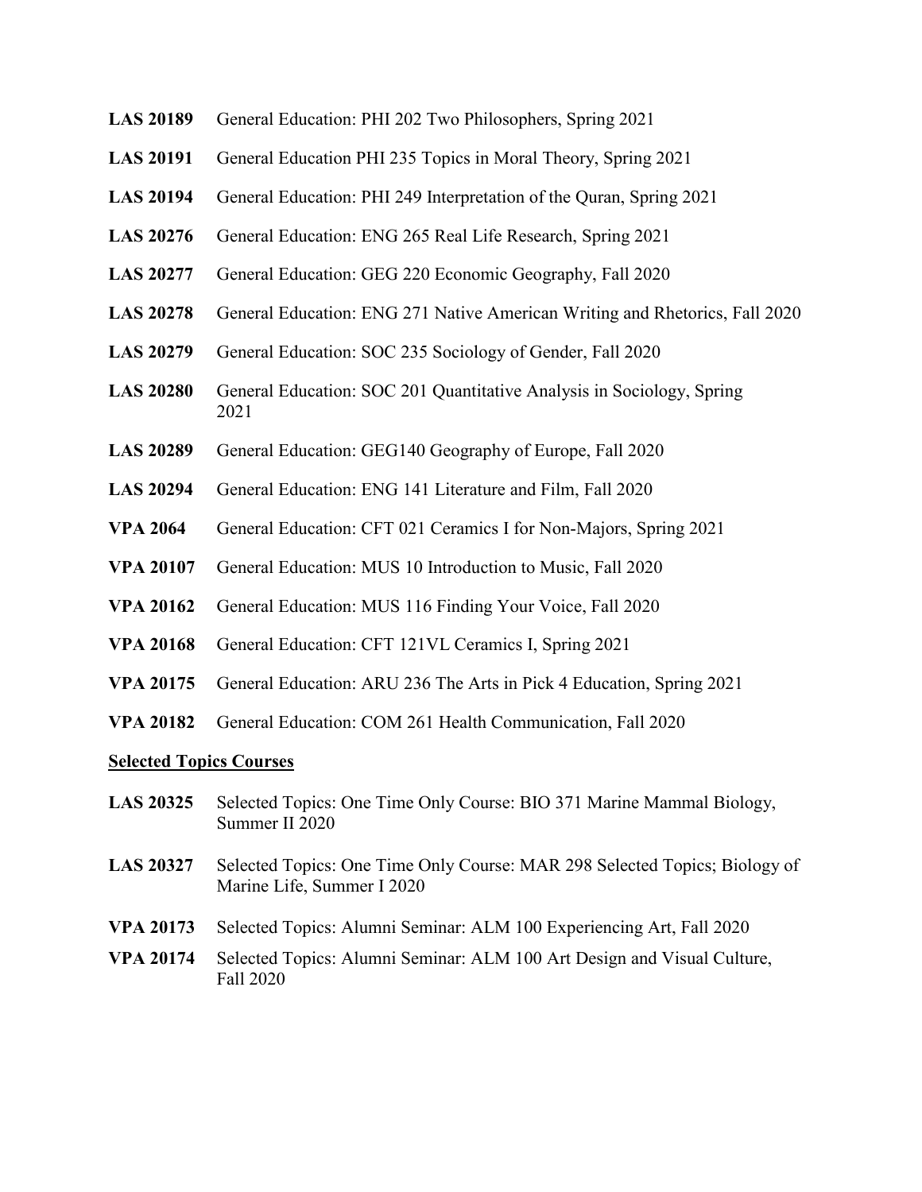**LAS 20189** General Education: PHI 202 Two Philosophers, Spring 2021

**LAS 20191** General Education PHI 235 Topics in Moral Theory, Spring 2021

**LAS 20194** General Education: PHI 249 Interpretation of the Quran, Spring 2021

**LAS 20276** General Education: ENG 265 Real Life Research, Spring 2021

**LAS 20277** General Education: GEG 220 Economic Geography, Fall 2020

**LAS 20278** General Education: ENG 271 Native American Writing and Rhetorics, Fall 2020

**LAS 20279** General Education: SOC 235 Sociology of Gender, Fall 2020

**LAS 20280** General Education: SOC 201 Quantitative Analysis in Sociology, Spring 2021

**LAS 20289** General Education: GEG140 Geography of Europe, Fall 2020

**LAS 20294** General Education: ENG 141 Literature and Film, Fall 2020

**VPA 2064** General Education: CFT 021 Ceramics I for Non-Majors, Spring 2021

**VPA 20107** General Education: MUS 10 Introduction to Music, Fall 2020

**VPA 20162** General Education: MUS 116 Finding Your Voice, Fall 2020

**VPA 20168** General Education: CFT 121VL Ceramics I, Spring 2021

**VPA 20175** General Education: ARU 236 The Arts in Pick 4 Education, Spring 2021

**VPA 20182** General Education: COM 261 Health Communication, Fall 2020

**Selected Topics Courses**

**LAS 20325** Selected Topics: One Time Only Course: BIO 371 Marine Mammal Biology, Summer II 2020

**LAS 20327** Selected Topics: One Time Only Course: MAR 298 Selected Topics; Biology of Marine Life, Summer I 2020

**VPA 20173** Selected Topics: Alumni Seminar: ALM 100 Experiencing Art, Fall 2020

**VPA 20174** Selected Topics: Alumni Seminar: ALM 100 Art Design and Visual Culture, Fall 2020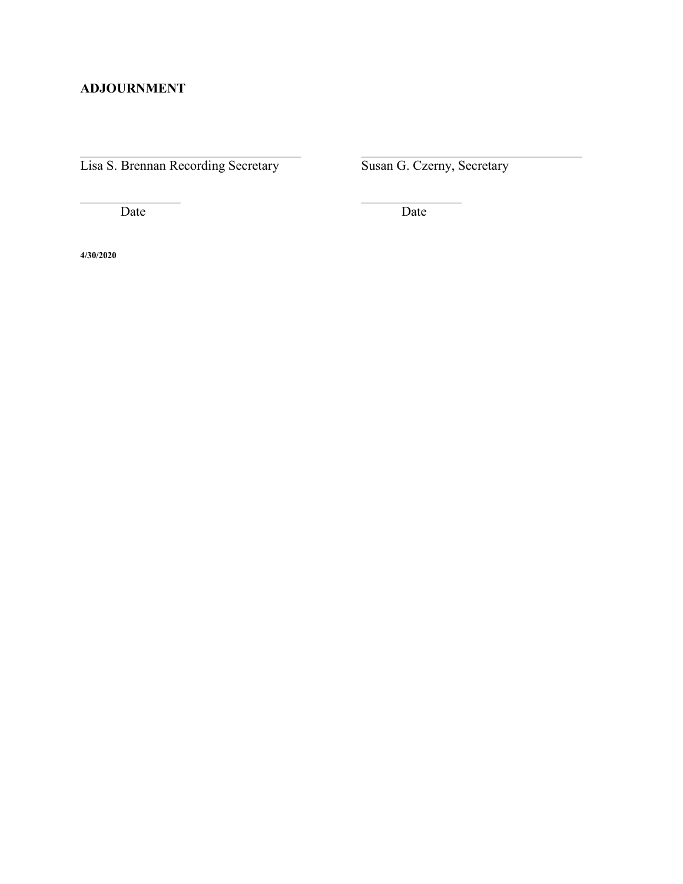**ADJOURNMENT**

\_\_\_\_\_\_\_\_\_\_\_\_\_\_\_\_\_\_\_\_\_\_\_\_\_\_\_\_\_\_\_\_\_\_\_
Lisa S. Brennan Recording Secretary

\_\_\_\_\_\_\_\_\_\_\_\_\_\_\_\_\_\_\_\_\_\_\_\_\_\_\_\_\_\_\_\_\_\_\_
Susan G. Czerny, Secretary

\_\_\_\_\_\_\_\_\_\_\_\_\_\_\_\_
Date

\_\_\_\_\_\_\_\_\_\_\_\_\_\_\_\_
Date

**4/30/2020**